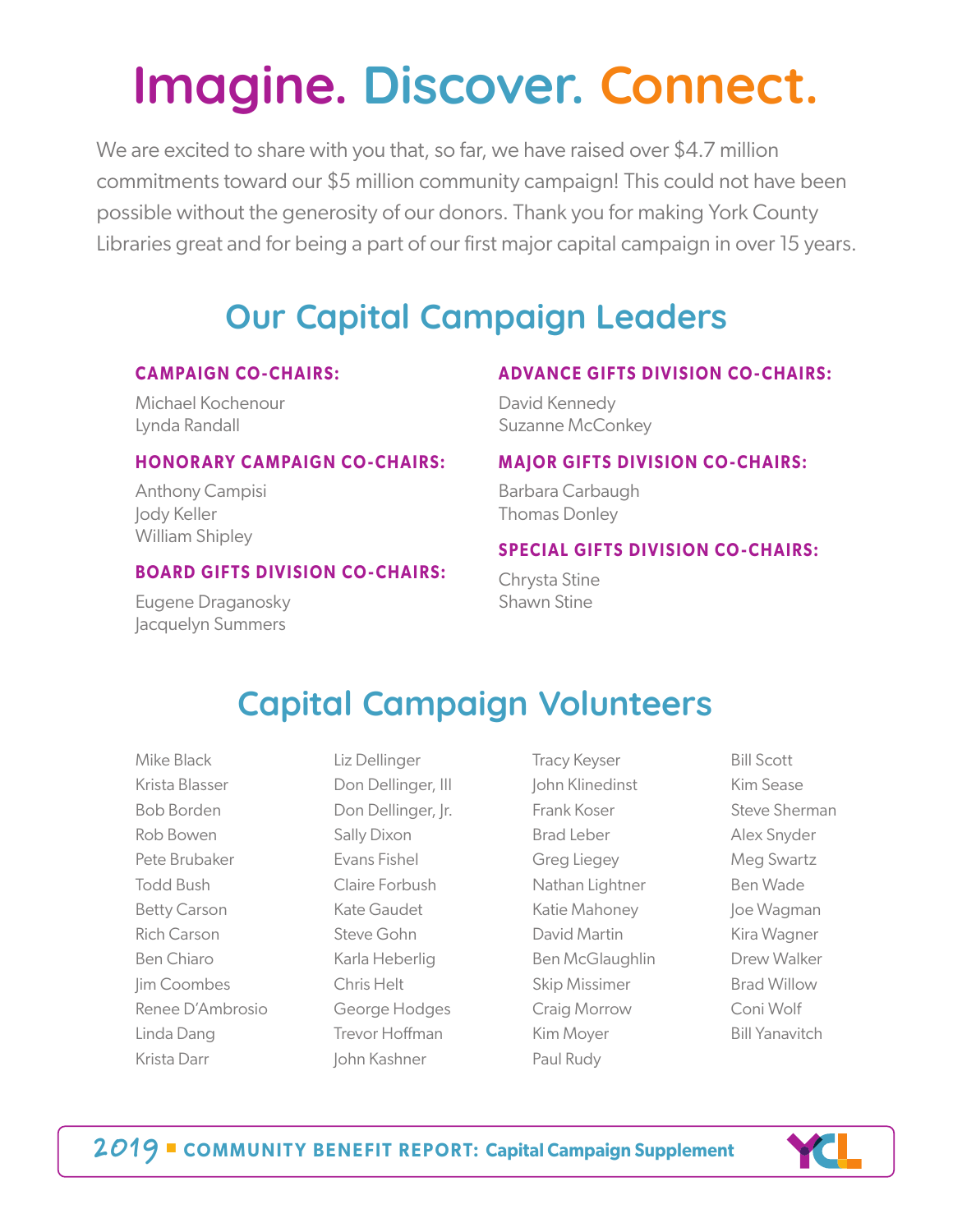# Imagine. Discover. Connect.

We are excited to share with you that, so far, we have raised over $4.7 million commitments toward our $5 million community campaign! This could not have been possible without the generosity of our donors. Thank you for making York County Libraries great and for being a part of our first major capital campaign in over 15 years.

## Our Capital Campaign Leaders

### CAMPAIGN CO-CHAIRS:

Michael Kochenour
Lynda Randall

### HONORARY CAMPAIGN CO-CHAIRS:

Anthony Campisi
Jody Keller
William Shipley

### BOARD GIFTS DIVISION CO-CHAIRS:

Eugene Draganosky
Jacquelyn Summers

### ADVANCE GIFTS DIVISION CO-CHAIRS:

David Kennedy
Suzanne McConkey

### MAJOR GIFTS DIVISION CO-CHAIRS:

Barbara Carbaugh
Thomas Donley

### SPECIAL GIFTS DIVISION CO-CHAIRS:

Chrysta Stine
Shawn Stine

## Capital Campaign Volunteers

Mike Black
Krista Blasser
Bob Borden
Rob Bowen
Pete Brubaker
Todd Bush
Betty Carson
Rich Carson
Ben Chiaro
Jim Coombes
Renee D'Ambrosio
Linda Dang
Krista Darr
Liz Dellinger
Don Dellinger, III
Don Dellinger, Jr.
Sally Dixon
Evans Fishel
Claire Forbush
Kate Gaudet
Steve Gohn
Karla Heberlig
Chris Helt
George Hodges
Trevor Hoffman
John Kashner
Tracy Keyser
John Klinedinst
Frank Koser
Brad Leber
Greg Liegey
Nathan Lightner
Katie Mahoney
David Martin
Ben McGlaughlin
Skip Missimer
Craig Morrow
Kim Moyer
Paul Rudy
Bill Scott
Kim Sease
Steve Sherman
Alex Snyder
Meg Swartz
Ben Wade
Joe Wagman
Kira Wagner
Drew Walker
Brad Willow
Coni Wolf
Bill Yanavitch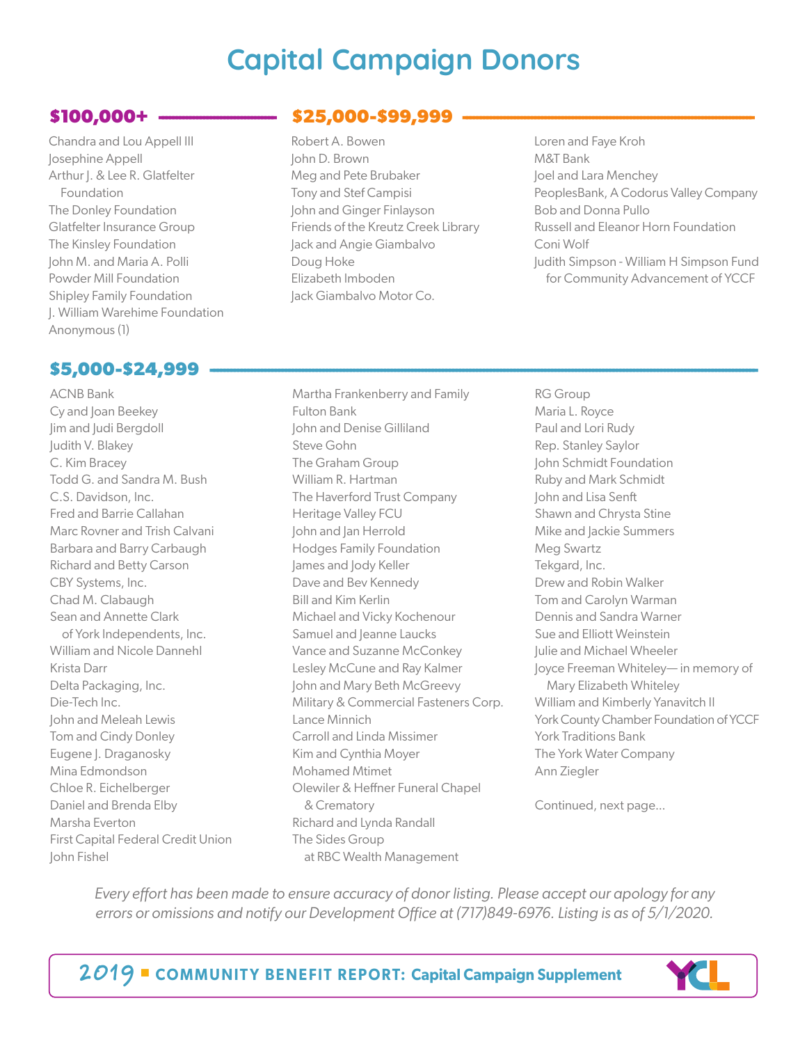# Capital Campaign Donors

## $100,000+

Chandra and Lou Appell III
Josephine Appell
Arthur J. & Lee R. Glatfelter Foundation
The Donley Foundation
Glatfelter Insurance Group
The Kinsley Foundation
John M. and Maria A. Polli
Powder Mill Foundation
Shipley Family Foundation
J. William Warehime Foundation
Anonymous (1)

## $25,000-$99,999

Robert A. Bowen
John D. Brown
Meg and Pete Brubaker
Tony and Stef Campisi
John and Ginger Finlayson
Friends of the Kreutz Creek Library
Jack and Angie Giambalvo
Doug Hoke
Elizabeth Imboden
Jack Giambalvo Motor Co.
Loren and Faye Kroh
M&T Bank
Joel and Lara Menchey
PeoplesBank, A Codorus Valley Company
Bob and Donna Pullo
Russell and Eleanor Horn Foundation
Coni Wolf
Judith Simpson - William H Simpson Fund for Community Advancement of YCCF

## $5,000-$24,999

ACNB Bank
Cy and Joan Beekey
Jim and Judi Bergdoll
Judith V. Blakey
C. Kim Bracey
Todd G. and Sandra M. Bush
C.S. Davidson, Inc.
Fred and Barrie Callahan
Marc Rovner and Trish Calvani
Barbara and Barry Carbaugh
Richard and Betty Carson
CBY Systems, Inc.
Chad M. Clabaugh
Sean and Annette Clark of York Independents, Inc.
William and Nicole Dannehl
Krista Darr
Delta Packaging, Inc.
Die-Tech Inc.
John and Meleah Lewis
Tom and Cindy Donley
Eugene J. Draganosky
Mina Edmondson
Chloe R. Eichelberger
Daniel and Brenda Elby
Marsha Everton
First Capital Federal Credit Union
John Fishel
Martha Frankenberry and Family
Fulton Bank
John and Denise Gilliland
Steve Gohn
The Graham Group
William R. Hartman
The Haverford Trust Company
Heritage Valley FCU
John and Jan Herrold
Hodges Family Foundation
James and Jody Keller
Dave and Bev Kennedy
Bill and Kim Kerlin
Michael and Vicky Kochenour
Samuel and Jeanne Laucks
Vance and Suzanne McConkey
Lesley McCune and Ray Kalmer
John and Mary Beth McGreevy
Military & Commercial Fasteners Corp.
Lance Minnich
Carroll and Linda Missimer
Kim and Cynthia Moyer
Mohamed Mtimet
Olewiler & Heffner Funeral Chapel & Crematory
Richard and Lynda Randall
The Sides Group at RBC Wealth Management
RG Group
Maria L. Royce
Paul and Lori Rudy
Rep. Stanley Saylor
John Schmidt Foundation
Ruby and Mark Schmidt
John and Lisa Senft
Shawn and Chrysta Stine
Mike and Jackie Summers
Meg Swartz
Tekgard, Inc.
Drew and Robin Walker
Tom and Carolyn Warman
Dennis and Sandra Warner
Sue and Elliott Weinstein
Julie and Michael Wheeler
Joyce Freeman Whiteley— in memory of Mary Elizabeth Whiteley
William and Kimberly Yanavitch II
York County Chamber Foundation of YCCF
York Traditions Bank
The York Water Company
Ann Ziegler

Continued, next page...

*Every effort has been made to ensure accuracy of donor listing. Please accept our apology for any errors or omissions and notify our Development Office at (717)849-6976. Listing is as of 5/1/2020.*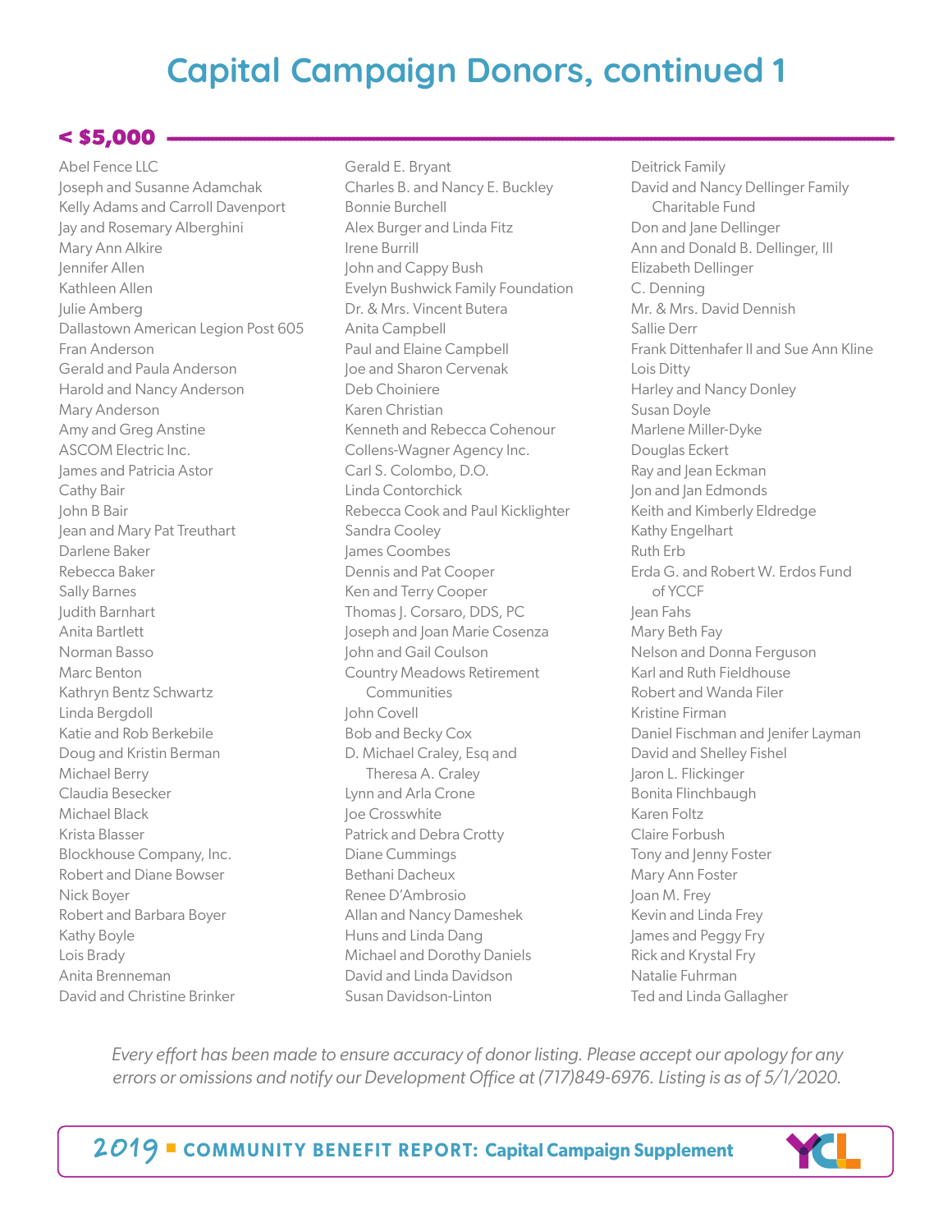# Capital Campaign Donors, continued 1

## < $5,000

Abel Fence LLC
Joseph and Susanne Adamchak
Kelly Adams and Carroll Davenport
Jay and Rosemary Alberghini
Mary Ann Alkire
Jennifer Allen
Kathleen Allen
Julie Amberg
Dallastown American Legion Post 605
Fran Anderson
Gerald and Paula Anderson
Harold and Nancy Anderson
Mary Anderson
Amy and Greg Anstine
ASCOM Electric Inc.
James and Patricia Astor
Cathy Bair
John B Bair
Jean and Mary Pat Treuthart
Darlene Baker
Rebecca Baker
Sally Barnes
Judith Barnhart
Anita Bartlett
Norman Basso
Marc Benton
Kathryn Bentz Schwartz
Linda Bergdoll
Katie and Rob Berkebile
Doug and Kristin Berman
Michael Berry
Claudia Besecker
Michael Black
Krista Blasser
Blockhouse Company, Inc.
Robert and Diane Bowser
Nick Boyer
Robert and Barbara Boyer
Kathy Boyle
Lois Brady
Anita Brenneman
David and Christine Brinker
Gerald E. Bryant
Charles B. and Nancy E. Buckley
Bonnie Burchell
Alex Burger and Linda Fitz
Irene Burrill
John and Cappy Bush
Evelyn Bushwick Family Foundation
Dr. & Mrs. Vincent Butera
Anita Campbell
Paul and Elaine Campbell
Joe and Sharon Cervenak
Deb Choiniere
Karen Christian
Kenneth and Rebecca Cohenour
Collens-Wagner Agency Inc.
Carl S. Colombo, D.O.
Linda Contorchick
Rebecca Cook and Paul Kicklighter
Sandra Cooley
James Coombes
Dennis and Pat Cooper
Ken and Terry Cooper
Thomas J. Corsaro, DDS, PC
Joseph and Joan Marie Cosenza
John and Gail Coulson
Country Meadows Retirement Communities
John Covell
Bob and Becky Cox
D. Michael Craley, Esq and Theresa A. Craley
Lynn and Arla Crone
Joe Crosswhite
Patrick and Debra Crotty
Diane Cummings
Bethani Dacheux
Renee D'Ambrosio
Allan and Nancy Dameshek
Huns and Linda Dang
Michael and Dorothy Daniels
David and Linda Davidson
Susan Davidson-Linton
Deitrick Family
David and Nancy Dellinger Family Charitable Fund
Don and Jane Dellinger
Ann and Donald B. Dellinger, III
Elizabeth Dellinger
C. Denning
Mr. & Mrs. David Dennish
Sallie Derr
Frank Dittenhafer II and Sue Ann Kline
Lois Ditty
Harley and Nancy Donley
Susan Doyle
Marlene Miller-Dyke
Douglas Eckert
Ray and Jean Eckman
Jon and Jan Edmonds
Keith and Kimberly Eldredge
Kathy Engelhart
Ruth Erb
Erda G. and Robert W. Erdos Fund of YCCF
Jean Fahs
Mary Beth Fay
Nelson and Donna Ferguson
Karl and Ruth Fieldhouse
Robert and Wanda Filer
Kristine Firman
Daniel Fischman and Jenifer Layman
David and Shelley Fishel
Jaron L. Flickinger
Bonita Flinchbaugh
Karen Foltz
Claire Forbush
Tony and Jenny Foster
Mary Ann Foster
Joan M. Frey
Kevin and Linda Frey
James and Peggy Fry
Rick and Krystal Fry
Natalie Fuhrman
Ted and Linda Gallagher

*Every effort has been made to ensure accuracy of donor listing. Please accept our apology for any errors or omissions and notify our Development Office at (717)849-6976. Listing is as of 5/1/2020.*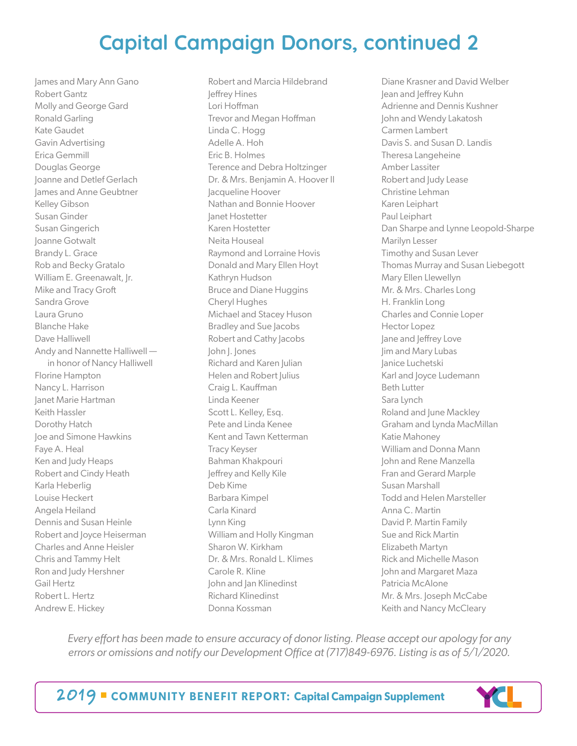# Capital Campaign Donors, continued 2

James and Mary Ann Gano
Robert Gantz
Molly and George Gard
Ronald Garling
Kate Gaudet
Gavin Advertising
Erica Gemmill
Douglas George
Joanne and Detlef Gerlach
James and Anne Geubtner
Kelley Gibson
Susan Ginder
Susan Gingerich
Joanne Gotwalt
Brandy L. Grace
Rob and Becky Gratalo
William E. Greenawalt, Jr.
Mike and Tracy Groft
Sandra Grove
Laura Gruno
Blanche Hake
Dave Halliwell
Andy and Nannette Halliwell — in honor of Nancy Halliwell
Florine Hampton
Nancy L. Harrison
Janet Marie Hartman
Keith Hassler
Dorothy Hatch
Joe and Simone Hawkins
Faye A. Heal
Ken and Judy Heaps
Robert and Cindy Heath
Karla Heberlig
Louise Heckert
Angela Heiland
Dennis and Susan Heinle
Robert and Joyce Heiserman
Charles and Anne Heisler
Chris and Tammy Helt
Ron and Judy Hershner
Gail Hertz
Robert L. Hertz
Andrew E. Hickey
Robert and Marcia Hildebrand
Jeffrey Hines
Lori Hoffman
Trevor and Megan Hoffman
Linda C. Hogg
Adelle A. Hoh
Eric B. Holmes
Terence and Debra Holtzinger
Dr. & Mrs. Benjamin A. Hoover II
Jacqueline Hoover
Nathan and Bonnie Hoover
Janet Hostetter
Karen Hostetter
Neita Houseal
Raymond and Lorraine Hovis
Donald and Mary Ellen Hoyt
Kathryn Hudson
Bruce and Diane Huggins
Cheryl Hughes
Michael and Stacey Huson
Bradley and Sue Jacobs
Robert and Cathy Jacobs
John J. Jones
Richard and Karen Julian
Helen and Robert Julius
Craig L. Kauffman
Linda Keener
Scott L. Kelley, Esq.
Pete and Linda Kenee
Kent and Tawn Ketterman
Tracy Keyser
Bahman Khakpouri
Jeffrey and Kelly Kile
Deb Kime
Barbara Kimpel
Carla Kinard
Lynn King
William and Holly Kingman
Sharon W. Kirkham
Dr. & Mrs. Ronald L. Klimes
Carole R. Kline
John and Jan Klinedinst
Richard Klinedinst
Donna Kossman
Diane Krasner and David Welber
Jean and Jeffrey Kuhn
Adrienne and Dennis Kushner
John and Wendy Lakatosh
Carmen Lambert
Davis S. and Susan D. Landis
Theresa Langeheine
Amber Lassiter
Robert and Judy Lease
Christine Lehman
Karen Leiphart
Paul Leiphart
Dan Sharpe and Lynne Leopold-Sharpe
Marilyn Lesser
Timothy and Susan Lever
Thomas Murray and Susan Liebegott
Mary Ellen Llewellyn
Mr. & Mrs. Charles Long
H. Franklin Long
Charles and Connie Loper
Hector Lopez
Jane and Jeffrey Love
Jim and Mary Lubas
Janice Luchetski
Karl and Joyce Ludemann
Beth Lutter
Sara Lynch
Roland and June Mackley
Graham and Lynda MacMillan
Katie Mahoney
William and Donna Mann
John and Rene Manzella
Fran and Gerard Marple
Susan Marshall
Todd and Helen Marsteller
Anna C. Martin
David P. Martin Family
Sue and Rick Martin
Elizabeth Martyn
Rick and Michelle Mason
John and Margaret Maza
Patricia McAlone
Mr. & Mrs. Joseph McCabe
Keith and Nancy McCleary

*Every effort has been made to ensure accuracy of donor listing. Please accept our apology for any errors or omissions and notify our Development Office at (717)849-6976. Listing is as of 5/1/2020.*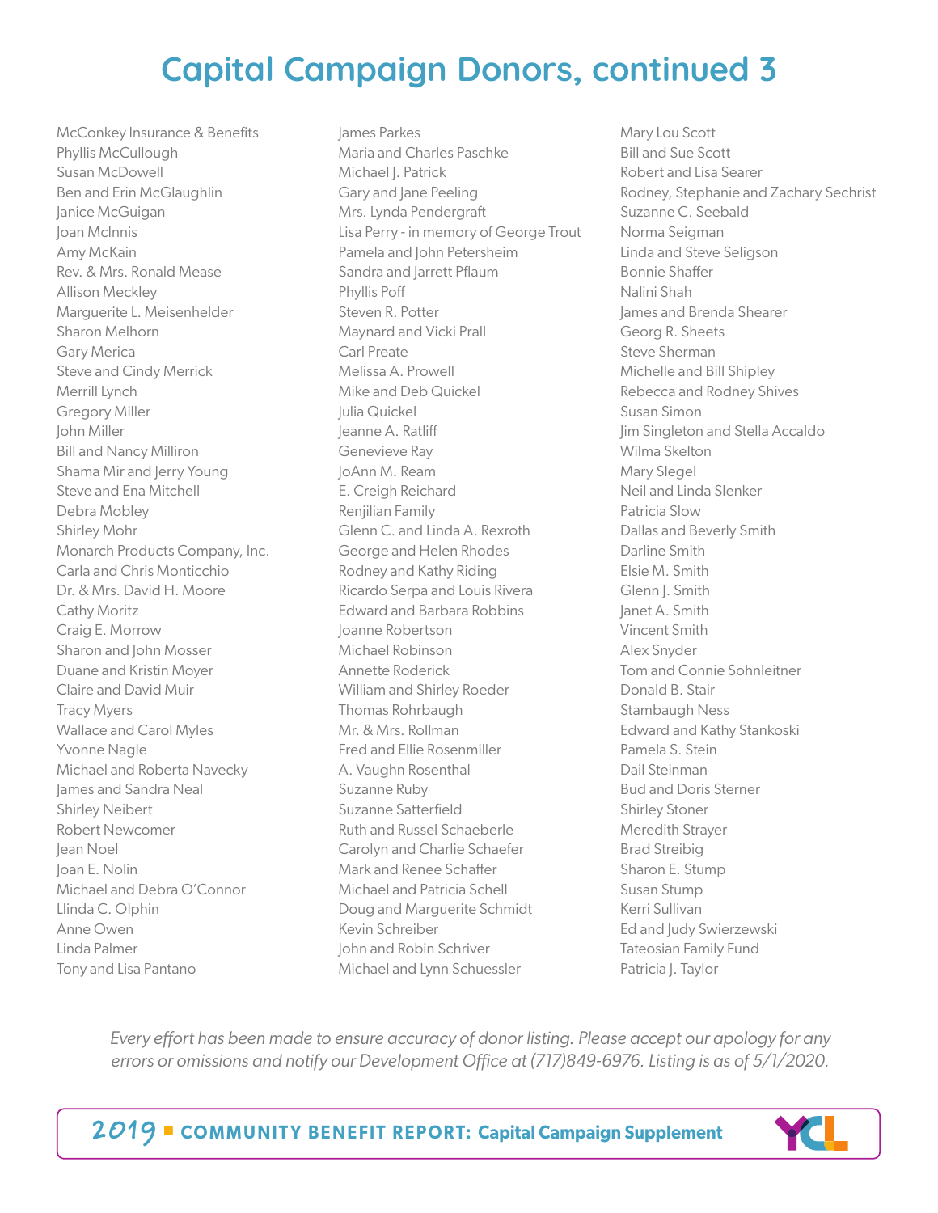# Capital Campaign Donors, continued 3

McConkey Insurance & Benefits
Phyllis McCullough
Susan McDowell
Ben and Erin McGlaughlin
Janice McGuigan
Joan McInnis
Amy McKain
Rev. & Mrs. Ronald Mease
Allison Meckley
Marguerite L. Meisenhelder
Sharon Melhorn
Gary Merica
Steve and Cindy Merrick
Merrill Lynch
Gregory Miller
John Miller
Bill and Nancy Milliron
Shama Mir and Jerry Young
Steve and Ena Mitchell
Debra Mobley
Shirley Mohr
Monarch Products Company, Inc.
Carla and Chris Monticchio
Dr. & Mrs. David H. Moore
Cathy Moritz
Craig E. Morrow
Sharon and John Mosser
Duane and Kristin Moyer
Claire and David Muir
Tracy Myers
Wallace and Carol Myles
Yvonne Nagle
Michael and Roberta Navecky
James and Sandra Neal
Shirley Neibert
Robert Newcomer
Jean Noel
Joan E. Nolin
Michael and Debra O'Connor
Llinda C. Olphin
Anne Owen
Linda Palmer
Tony and Lisa Pantano
James Parkes
Maria and Charles Paschke
Michael J. Patrick
Gary and Jane Peeling
Mrs. Lynda Pendergraft
Lisa Perry - in memory of George Trout
Pamela and John Petersheim
Sandra and Jarrett Pflaum
Phyllis Poff
Steven R. Potter
Maynard and Vicki Prall
Carl Preate
Melissa A. Prowell
Mike and Deb Quickel
Julia Quickel
Jeanne A. Ratliff
Genevieve Ray
JoAnn M. Ream
E. Creigh Reichard
Renjilian Family
Glenn C. and Linda A. Rexroth
George and Helen Rhodes
Rodney and Kathy Riding
Ricardo Serpa and Louis Rivera
Edward and Barbara Robbins
Joanne Robertson
Michael Robinson
Annette Roderick
William and Shirley Roeder
Thomas Rohrbaugh
Mr. & Mrs. Rollman
Fred and Ellie Rosenmiller
A. Vaughn Rosenthal
Suzanne Ruby
Suzanne Satterfield
Ruth and Russel Schaeberle
Carolyn and Charlie Schaefer
Mark and Renee Schaffer
Michael and Patricia Schell
Doug and Marguerite Schmidt
Kevin Schreiber
John and Robin Schriver
Michael and Lynn Schuessler
Mary Lou Scott
Bill and Sue Scott
Robert and Lisa Searer
Rodney, Stephanie and Zachary Sechrist
Suzanne C. Seebald
Norma Seigman
Linda and Steve Seligson
Bonnie Shaffer
Nalini Shah
James and Brenda Shearer
Georg R. Sheets
Steve Sherman
Michelle and Bill Shipley
Rebecca and Rodney Shives
Susan Simon
Jim Singleton and Stella Accaldo
Wilma Skelton
Mary Slegel
Neil and Linda Slenker
Patricia Slow
Dallas and Beverly Smith
Darline Smith
Elsie M. Smith
Glenn J. Smith
Janet A. Smith
Vincent Smith
Alex Snyder
Tom and Connie Sohnleitner
Donald B. Stair
Stambaugh Ness
Edward and Kathy Stankoski
Pamela S. Stein
Dail Steinman
Bud and Doris Sterner
Shirley Stoner
Meredith Strayer
Brad Streibig
Sharon E. Stump
Susan Stump
Kerri Sullivan
Ed and Judy Swierzewski
Tateosian Family Fund
Patricia J. Taylor

*Every effort has been made to ensure accuracy of donor listing. Please accept our apology for any errors or omissions and notify our Development Office at (717)849-6976. Listing is as of 5/1/2020.*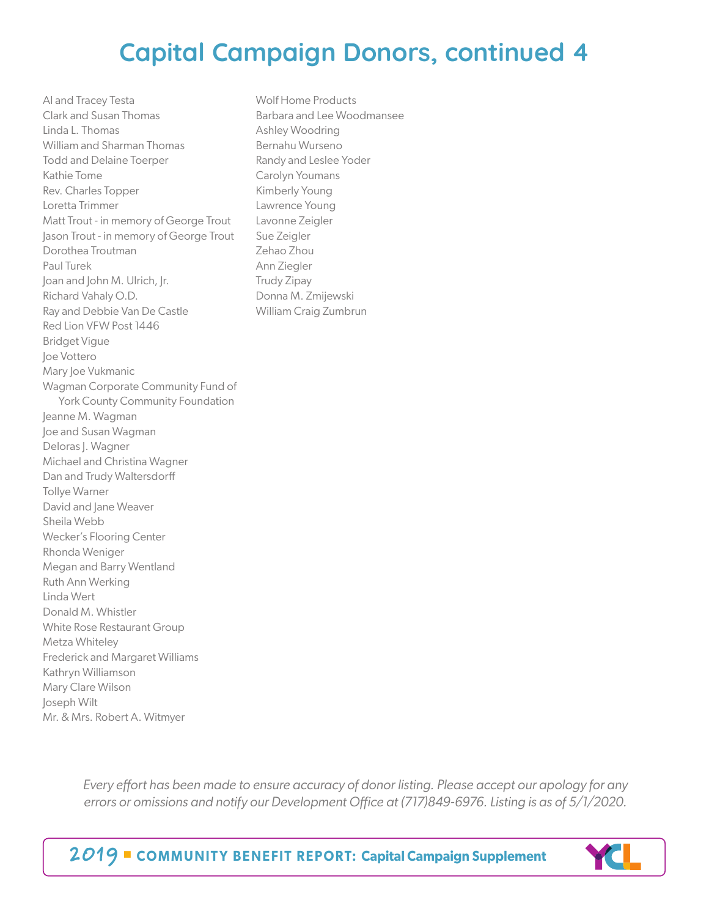# Capital Campaign Donors, continued 4

Al and Tracey Testa
Clark and Susan Thomas
Linda L. Thomas
William and Sharman Thomas
Todd and Delaine Toerper
Kathie Tome
Rev. Charles Topper
Loretta Trimmer
Matt Trout - in memory of George Trout
Jason Trout - in memory of George Trout
Dorothea Troutman
Paul Turek
Joan and John M. Ulrich, Jr.
Richard Vahaly O.D.
Ray and Debbie Van De Castle
Red Lion VFW Post 1446
Bridget Vigue
Joe Vottero
Mary Joe Vukmanic
Wagman Corporate Community Fund of York County Community Foundation
Jeanne M. Wagman
Joe and Susan Wagman
Deloras J. Wagner
Michael and Christina Wagner
Dan and Trudy Waltersdorff
Tollye Warner
David and Jane Weaver
Sheila Webb
Wecker's Flooring Center
Rhonda Weniger
Megan and Barry Wentland
Ruth Ann Werking
Linda Wert
Donald M. Whistler
White Rose Restaurant Group
Metza Whiteley
Frederick and Margaret Williams
Kathryn Williamson
Mary Clare Wilson
Joseph Wilt
Mr. & Mrs. Robert A. Witmyer
Wolf Home Products
Barbara and Lee Woodmansee
Ashley Woodring
Bernahu Wurseno
Randy and Leslee Yoder
Carolyn Youmans
Kimberly Young
Lawrence Young
Lavonne Zeigler
Sue Zeigler
Zehao Zhou
Ann Ziegler
Trudy Zipay
Donna M. Zmijewski
William Craig Zumbrun

*Every effort has been made to ensure accuracy of donor listing. Please accept our apology for any errors or omissions and notify our Development Office at (717)849-6976. Listing is as of 5/1/2020.*